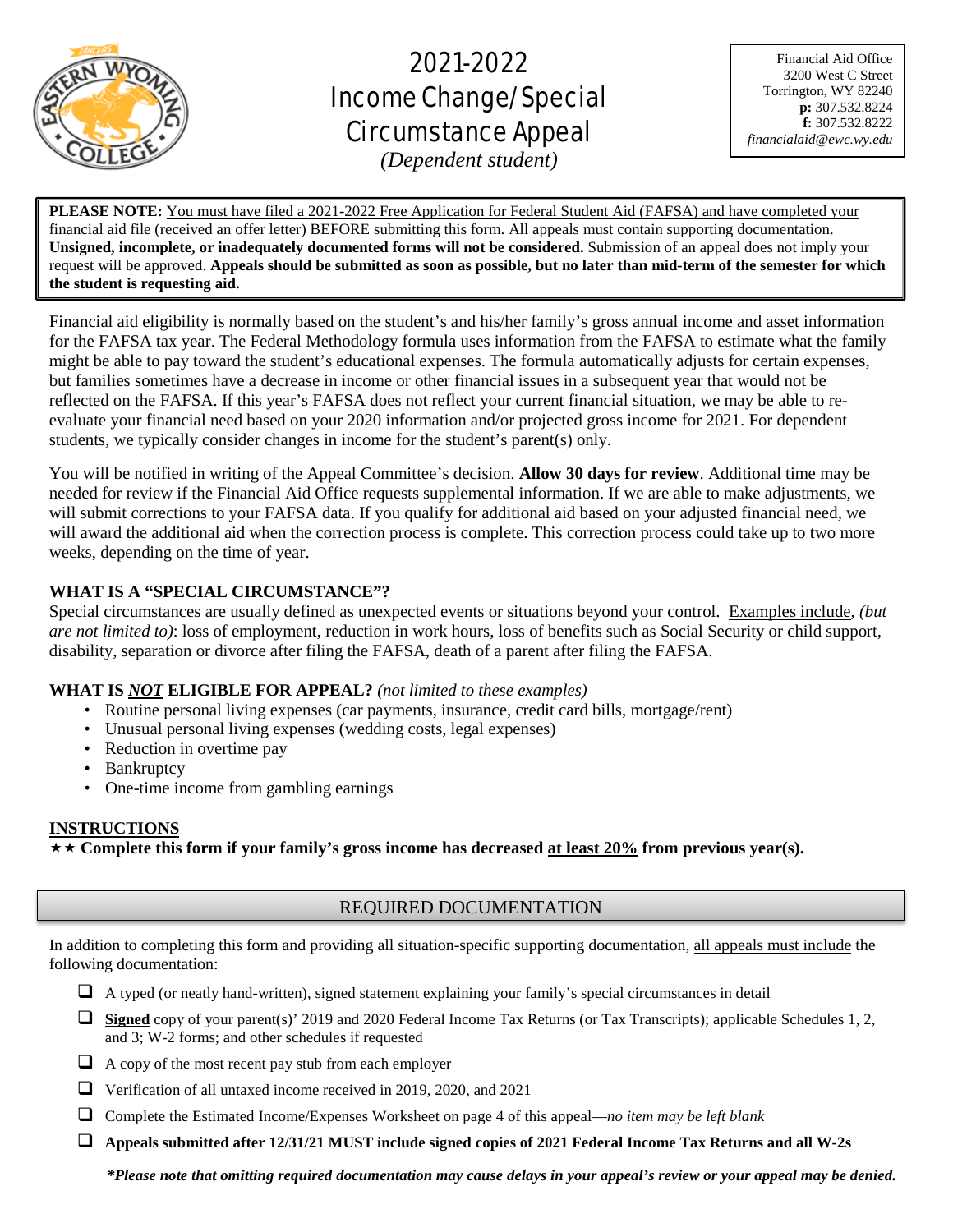# 2021-2022 Income Change/Special Circumstance Appeal

*(Dependent student)*

Financial Aid Office
3200 West C Street
Torrington, WY 82240
**p:** 307.532.8224
**f:** 307.532.8222
*financialaid@ewc.wy.edu*

**PLEASE NOTE:** You must have filed a 2021-2022 Free Application for Federal Student Aid (FAFSA) and have completed your financial aid file (received an offer letter) BEFORE submitting this form. All appeals must contain supporting documentation. **Unsigned, incomplete, or inadequately documented forms will not be considered.** Submission of an appeal does not imply your request will be approved. **Appeals should be submitted as soon as possible, but no later than mid-term of the semester for which the student is requesting aid.**

Financial aid eligibility is normally based on the student's and his/her family's gross annual income and asset information for the FAFSA tax year. The Federal Methodology formula uses information from the FAFSA to estimate what the family might be able to pay toward the student's educational expenses. The formula automatically adjusts for certain expenses, but families sometimes have a decrease in income or other financial issues in a subsequent year that would not be reflected on the FAFSA. If this year's FAFSA does not reflect your current financial situation, we may be able to re-evaluate your financial need based on your 2020 information and/or projected gross income for 2021. For dependent students, we typically consider changes in income for the student's parent(s) only.

You will be notified in writing of the Appeal Committee's decision. **Allow 30 days for review**. Additional time may be needed for review if the Financial Aid Office requests supplemental information. If we are able to make adjustments, we will submit corrections to your FAFSA data. If you qualify for additional aid based on your adjusted financial need, we will award the additional aid when the correction process is complete. This correction process could take up to two more weeks, depending on the time of year.

### WHAT IS A "SPECIAL CIRCUMSTANCE"?

Special circumstances are usually defined as unexpected events or situations beyond your control. Examples include, *(but are not limited to)*: loss of employment, reduction in work hours, loss of benefits such as Social Security or child support, disability, separation or divorce after filing the FAFSA, death of a parent after filing the FAFSA.

### WHAT IS ***NOT*** ELIGIBLE FOR APPEAL? *(not limited to these examples)*

- Routine personal living expenses (car payments, insurance, credit card bills, mortgage/rent)
- Unusual personal living expenses (wedding costs, legal expenses)
- Reduction in overtime pay
- Bankruptcy
- One-time income from gambling earnings

### INSTRUCTIONS

★★ **Complete this form if your family's gross income has decreased at least 20% from previous year(s).**

## REQUIRED DOCUMENTATION

In addition to completing this form and providing all situation-specific supporting documentation, all appeals must include the following documentation:

- ☐ A typed (or neatly hand-written), signed statement explaining your family's special circumstances in detail
- ☐ **Signed** copy of your parent(s)' 2019 and 2020 Federal Income Tax Returns (or Tax Transcripts); applicable Schedules 1, 2, and 3; W-2 forms; and other schedules if requested
- ☐ A copy of the most recent pay stub from each employer
- ☐ Verification of all untaxed income received in 2019, 2020, and 2021
- ☐ Complete the Estimated Income/Expenses Worksheet on page 4 of this appeal—*no item may be left blank*
- ☐ **Appeals submitted after 12/31/21 MUST include signed copies of 2021 Federal Income Tax Returns and all W-2s**

***\*Please note that omitting required documentation may cause delays in your appeal's review or your appeal may be denied.***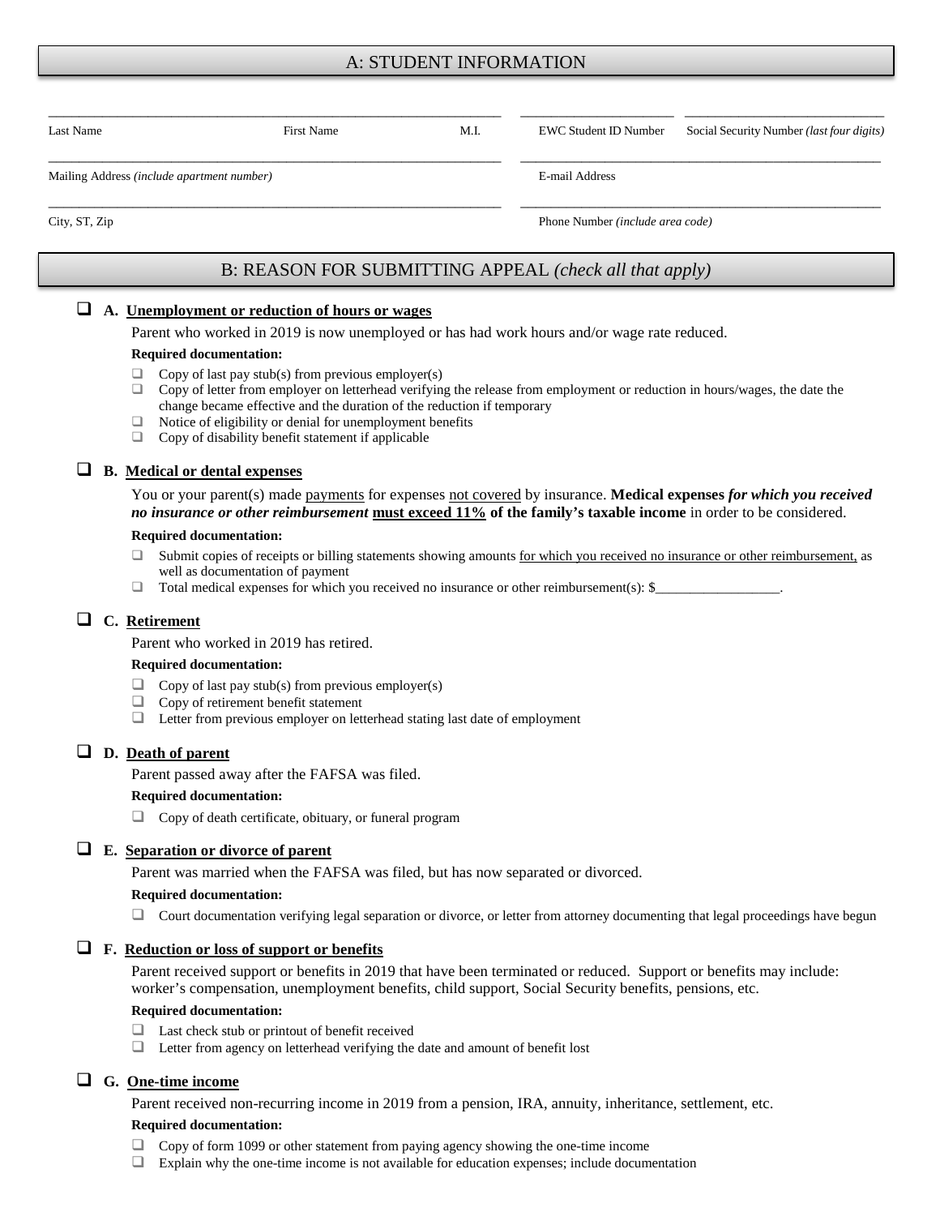## A: STUDENT INFORMATION

| Last Name | First Name | M.I. | EWC Student ID Number | Social Security Number *(last four digits)* |
|---|---|---|---|---|
| | | | | |

| Mailing Address *(include apartment number)* | E-mail Address |
|---|---|
| | |

| City, ST, Zip | Phone Number *(include area code)* |
|---|---|
| | |

## B: REASON FOR SUBMITTING APPEAL *(check all that apply)*

- ☐ **A. <u>Unemployment or reduction of hours or wages</u>**

  Parent who worked in 2019 is now unemployed or has had work hours and/or wage rate reduced.

  **Required documentation:**

  - ☐ Copy of last pay stub(s) from previous employer(s)
  - ☐ Copy of letter from employer on letterhead verifying the release from employment or reduction in hours/wages, the date the change became effective and the duration of the reduction if temporary
  - ☐ Notice of eligibility or denial for unemployment benefits
  - ☐ Copy of disability benefit statement if applicable

- ☐ **B. <u>Medical or dental expenses</u>**

  You or your parent(s) made <u>payments</u> for expenses <u>not covered</u> by insurance. **Medical expenses *for which you received no insurance or other reimbursement* <u>must exceed 11%</u> of the family's taxable income** in order to be considered.

  **Required documentation:**

  - ☐ Submit copies of receipts or billing statements showing amounts <u>for which you received no insurance or other reimbursement,</u> as well as documentation of payment
  - ☐ Total medical expenses for which you received no insurance or other reimbursement(s): $__________________.

- ☐ **C. <u>Retirement</u>**

  Parent who worked in 2019 has retired.

  **Required documentation:**

  - ☐ Copy of last pay stub(s) from previous employer(s)
  - ☐ Copy of retirement benefit statement
  - ☐ Letter from previous employer on letterhead stating last date of employment

- ☐ **D. <u>Death of parent</u>**

  Parent passed away after the FAFSA was filed.

  **Required documentation:**

  - ☐ Copy of death certificate, obituary, or funeral program

- ☐ **E. <u>Separation or divorce of parent</u>**

  Parent was married when the FAFSA was filed, but has now separated or divorced.

  **Required documentation:**

  - ☐ Court documentation verifying legal separation or divorce, or letter from attorney documenting that legal proceedings have begun

- ☐ **F. <u>Reduction or loss of support or benefits</u>**

  Parent received support or benefits in 2019 that have been terminated or reduced. Support or benefits may include: worker's compensation, unemployment benefits, child support, Social Security benefits, pensions, etc.

  **Required documentation:**

  - ☐ Last check stub or printout of benefit received
  - ☐ Letter from agency on letterhead verifying the date and amount of benefit lost

- ☐ **G. <u>One-time income</u>**

  Parent received non-recurring income in 2019 from a pension, IRA, annuity, inheritance, settlement, etc.

  **Required documentation:**

  - ☐ Copy of form 1099 or other statement from paying agency showing the one-time income
  - ☐ Explain why the one-time income is not available for education expenses; include documentation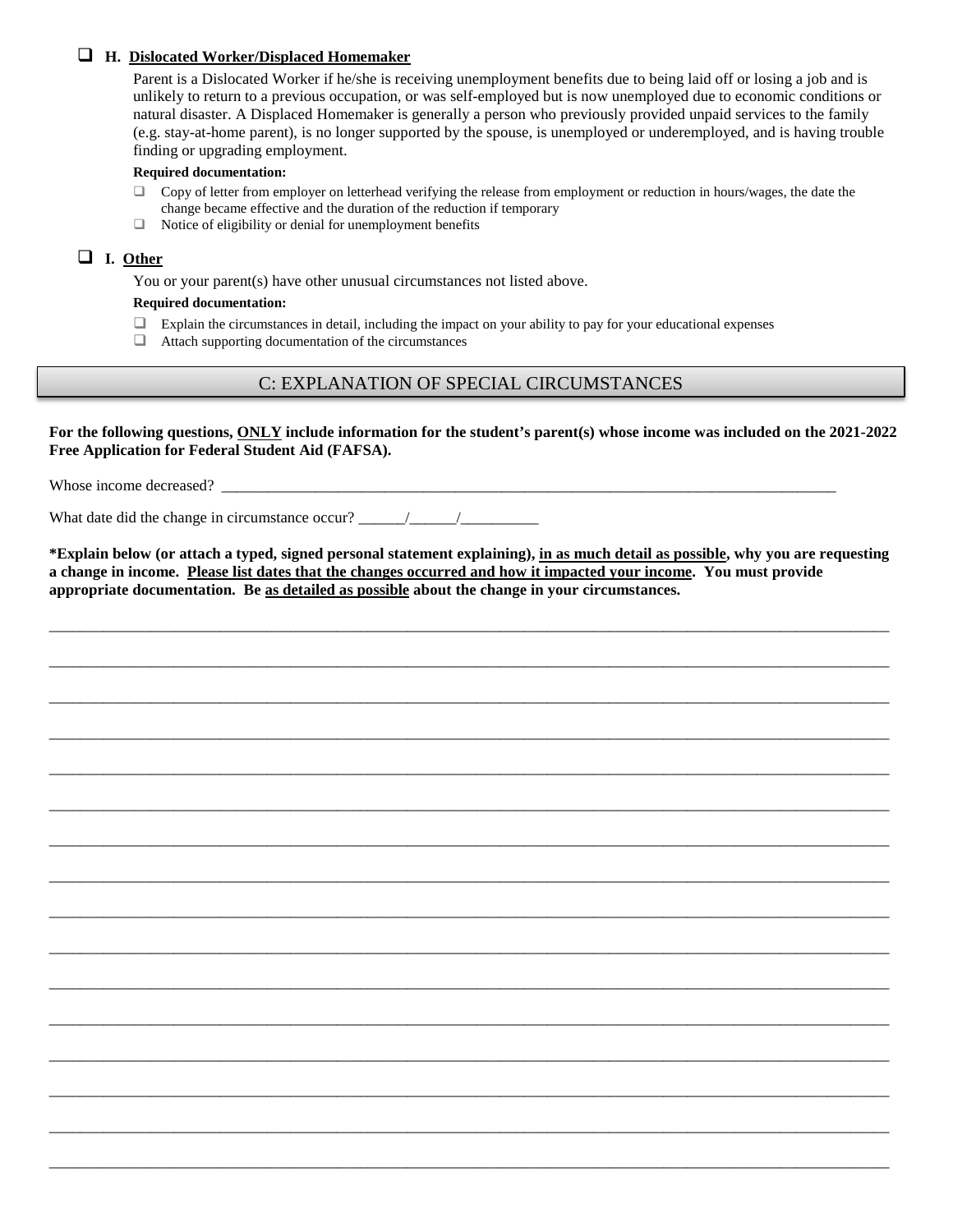- ☐ **H. <u>Dislocated Worker/Displaced Homemaker</u>**

  Parent is a Dislocated Worker if he/she is receiving unemployment benefits due to being laid off or losing a job and is unlikely to return to a previous occupation, or was self-employed but is now unemployed due to economic conditions or natural disaster. A Displaced Homemaker is generally a person who previously provided unpaid services to the family (e.g. stay-at-home parent), is no longer supported by the spouse, is unemployed or underemployed, and is having trouble finding or upgrading employment.

  **Required documentation:**

  - ☐ Copy of letter from employer on letterhead verifying the release from employment or reduction in hours/wages, the date the change became effective and the duration of the reduction if temporary
  - ☐ Notice of eligibility or denial for unemployment benefits

- ☐ **I. <u>Other</u>**

  You or your parent(s) have other unusual circumstances not listed above.

  **Required documentation:**

  - ☐ Explain the circumstances in detail, including the impact on your ability to pay for your educational expenses
  - ☐ Attach supporting documentation of the circumstances

## C: EXPLANATION OF SPECIAL CIRCUMSTANCES

**For the following questions, <u>ONLY</u> include information for the student's parent(s) whose income was included on the 2021-2022 Free Application for Federal Student Aid (FAFSA).**

Whose income decreased? ___________________________________________________________________________

What date did the change in circumstance occur? ______/______/__________

**\*Explain below (or attach a typed, signed personal statement explaining), <u>in as much detail as possible</u>, why you are requesting a change in income. <u>Please list dates that the changes occurred and how it impacted your income</u>. You must provide appropriate documentation. Be <u>as detailed as possible</u> about the change in your circumstances.**

______________________________________________________________________________________________

______________________________________________________________________________________________

______________________________________________________________________________________________

______________________________________________________________________________________________

______________________________________________________________________________________________

______________________________________________________________________________________________

______________________________________________________________________________________________

______________________________________________________________________________________________

______________________________________________________________________________________________

______________________________________________________________________________________________

______________________________________________________________________________________________

______________________________________________________________________________________________

______________________________________________________________________________________________

______________________________________________________________________________________________

______________________________________________________________________________________________

______________________________________________________________________________________________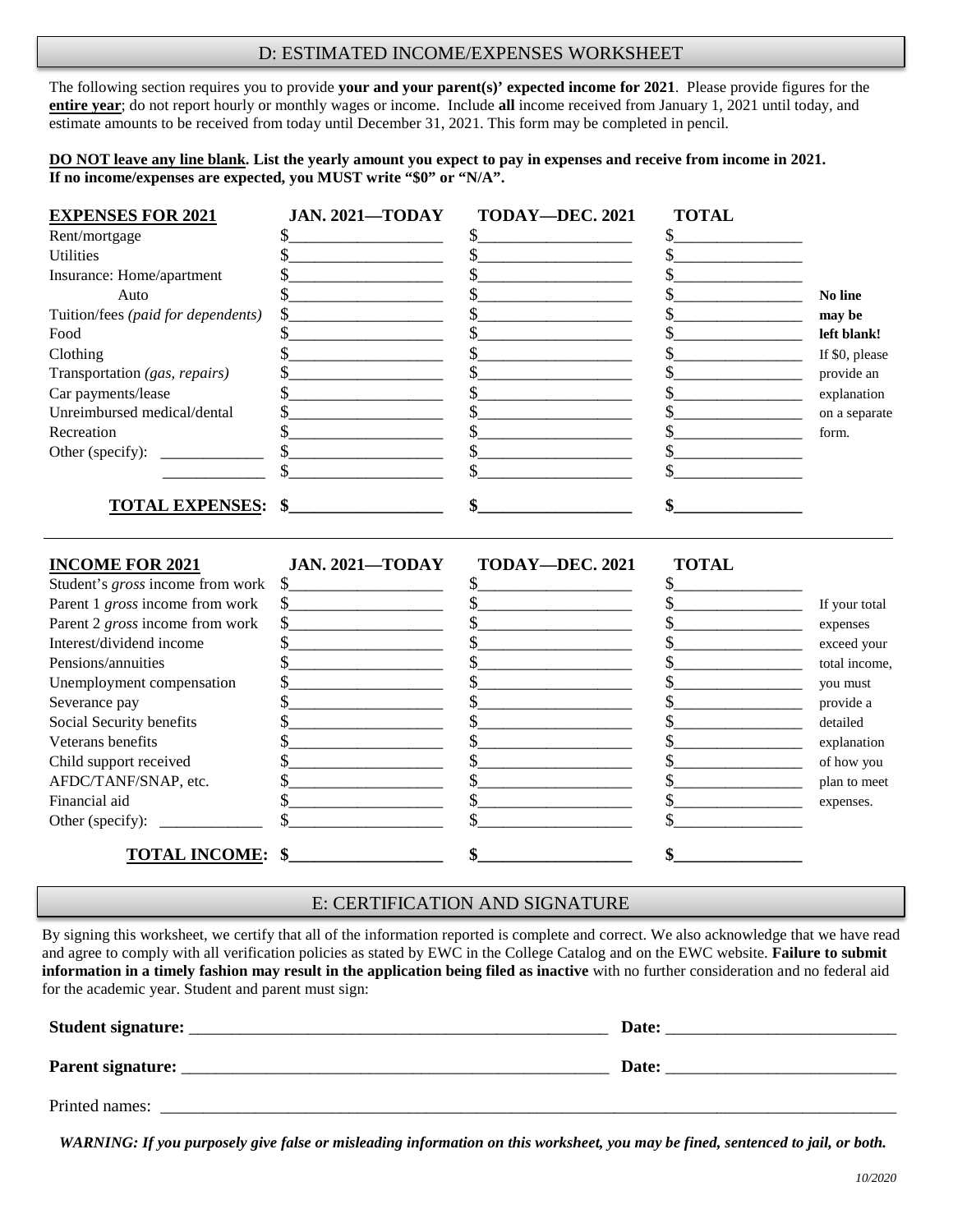## D: ESTIMATED INCOME/EXPENSES WORKSHEET

The following section requires you to provide **your and your parent(s)' expected income for 2021**. Please provide figures for the **entire year**; do not report hourly or monthly wages or income. Include **all** income received from January 1, 2021 until today, and estimate amounts to be received from today until December 31, 2021. This form may be completed in pencil.

**DO NOT leave any line blank. List the yearly amount you expect to pay in expenses and receive from income in 2021. If no income/expenses are expected, you MUST write "$0" or "N/A".**

| **EXPENSES FOR 2021** | **JAN. 2021—TODAY** | **TODAY—DEC. 2021** | **TOTAL** |
|---|---|---|---|
| Rent/mortgage | $__________ | $__________ | $__________ |
| Utilities | $__________ | $__________ | $__________ |
| Insurance: Home/apartment | $__________ | $__________ | $__________ |
| Auto | $__________ | $__________ | $__________ |
| Tuition/fees *(paid for dependents)* | $__________ | $__________ | $__________ |
| Food | $__________ | $__________ | $__________ |
| Clothing | $__________ | $__________ | $__________ |
| Transportation *(gas, repairs)* | $__________ | $__________ | $__________ |
| Car payments/lease | $__________ | $__________ | $__________ |
| Unreimbursed medical/dental | $__________ | $__________ | $__________ |
| Recreation | $__________ | $__________ | $__________ |
| Other (specify): __________ | $__________ | $__________ | $__________ |
| __________ | $__________ | $__________ | $__________ |
| **TOTAL EXPENSES:** | **$__________** | **$__________** | **$__________** |

**No line may be left blank!** If $0, please provide an explanation on a separate form.

| **INCOME FOR 2021** | **JAN. 2021—TODAY** | **TODAY—DEC. 2021** | **TOTAL** |
|---|---|---|---|
| Student's *gross* income from work | $__________ | $__________ | $__________ |
| Parent 1 *gross* income from work | $__________ | $__________ | $__________ |
| Parent 2 *gross* income from work | $__________ | $__________ | $__________ |
| Interest/dividend income | $__________ | $__________ | $__________ |
| Pensions/annuities | $__________ | $__________ | $__________ |
| Unemployment compensation | $__________ | $__________ | $__________ |
| Severance pay | $__________ | $__________ | $__________ |
| Social Security benefits | $__________ | $__________ | $__________ |
| Veterans benefits | $__________ | $__________ | $__________ |
| Child support received | $__________ | $__________ | $__________ |
| AFDC/TANF/SNAP, etc. | $__________ | $__________ | $__________ |
| Financial aid | $__________ | $__________ | $__________ |
| Other (specify): __________ | $__________ | $__________ | $__________ |
| **TOTAL INCOME:** | **$__________** | **$__________** | **$__________** |

If your total expenses exceed your total income, you must provide a detailed explanation of how you plan to meet expenses.

## E: CERTIFICATION AND SIGNATURE

By signing this worksheet, we certify that all of the information reported is complete and correct. We also acknowledge that we have read and agree to comply with all verification policies as stated by EWC in the College Catalog and on the EWC website. **Failure to submit information in a timely fashion may result in the application being filed as inactive** with no further consideration and no federal aid for the academic year. Student and parent must sign:

**Student signature:** ______________________________ **Date:** ______________

**Parent signature:** ______________________________ **Date:** ______________

Printed names: ______________________________________________

***WARNING: If you purposely give false or misleading information on this worksheet, you may be fined, sentenced to jail, or both.***

*10/2020*